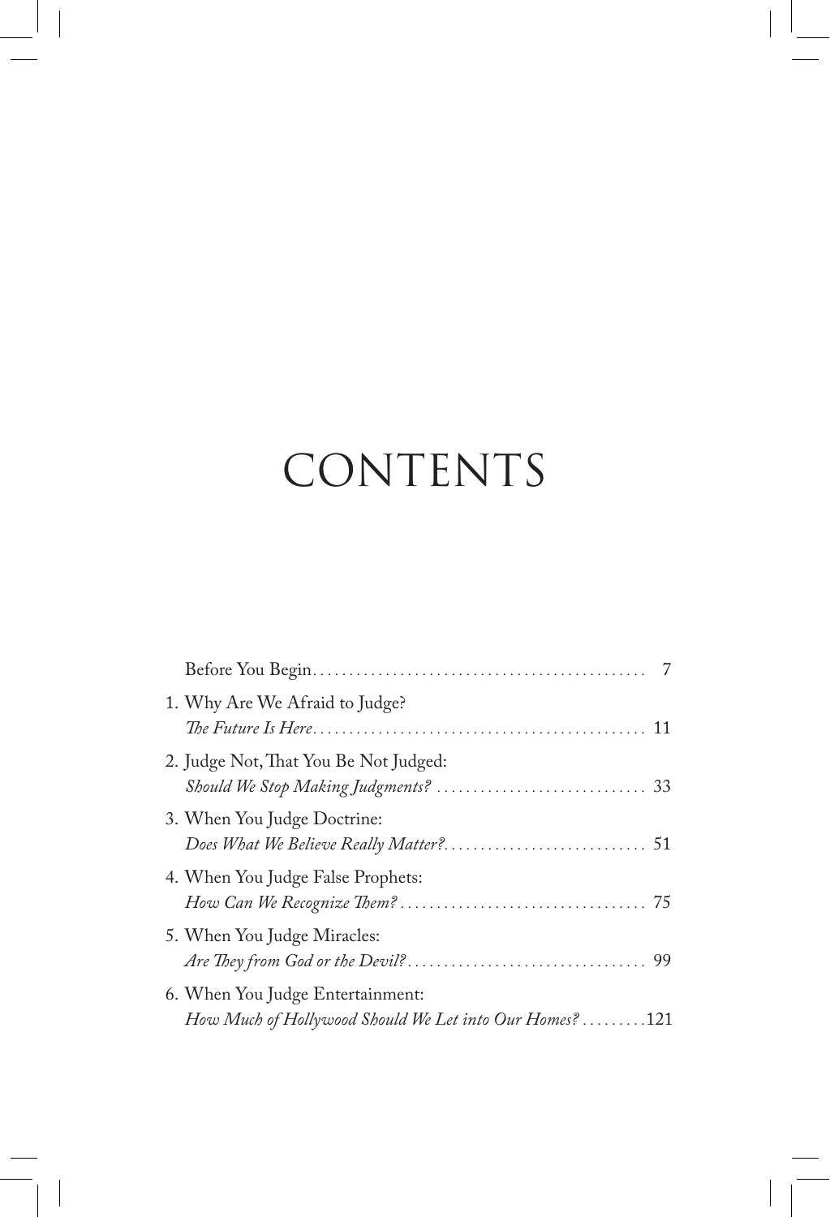# CONTENTS

Before You Begin . . . . . . . . . . . . . . . . . . . . . . . . . . . . . . . . . . . . . . . . . . . . . . 7

1. Why Are We Afraid to Judge?
   *The Future Is Here* . . . . . . . . . . . . . . . . . . . . . . . . . . . . . . . . . . . . . . . . . . . . . . 11

2. Judge Not, That You Be Not Judged:
   *Should We Stop Making Judgments?* . . . . . . . . . . . . . . . . . . . . . . . . . . . . . 33

3. When You Judge Doctrine:
   *Does What We Believe Really Matter?* . . . . . . . . . . . . . . . . . . . . . . . . . . . . 51

4. When You Judge False Prophets:
   *How Can We Recognize Them?* . . . . . . . . . . . . . . . . . . . . . . . . . . . . . . . . . . 75

5. When You Judge Miracles:
   *Are They from God or the Devil?* . . . . . . . . . . . . . . . . . . . . . . . . . . . . . . . . . 99

6. When You Judge Entertainment:
   *How Much of Hollywood Should We Let into Our Homes?* . . . . . . . . . 121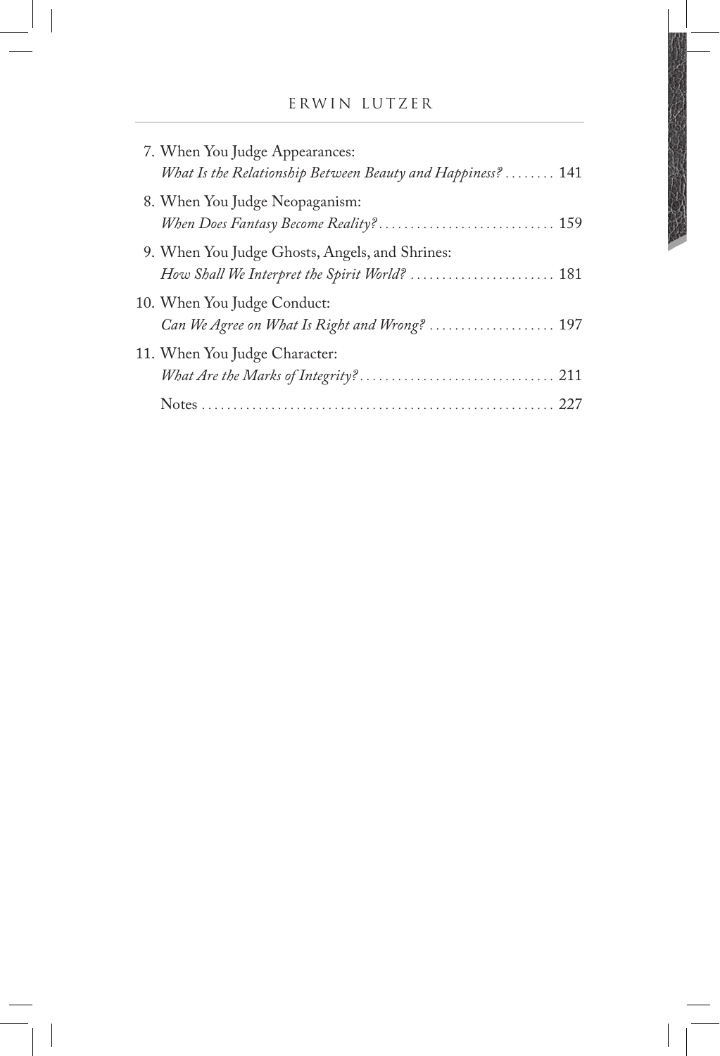7. When You Judge Appearances:
   *What Is the Relationship Between Beauty and Happiness?* . . . . . . . . 141

8. When You Judge Neopaganism:
   *When Does Fantasy Become Reality?* . . . . . . . . . . . . . . . . . . . . . . . . . . . . 159

9. When You Judge Ghosts, Angels, and Shrines:
   *How Shall We Interpret the Spirit World?* . . . . . . . . . . . . . . . . . . . . . . . 181

10. When You Judge Conduct:
    *Can We Agree on What Is Right and Wrong?* . . . . . . . . . . . . . . . . . . . . 197

11. When You Judge Character:
    *What Are the Marks of Integrity?* . . . . . . . . . . . . . . . . . . . . . . . . . . . . . . . 211

    Notes . . . . . . . . . . . . . . . . . . . . . . . . . . . . . . . . . . . . . . . . . . . . . . . . . . . . . . 227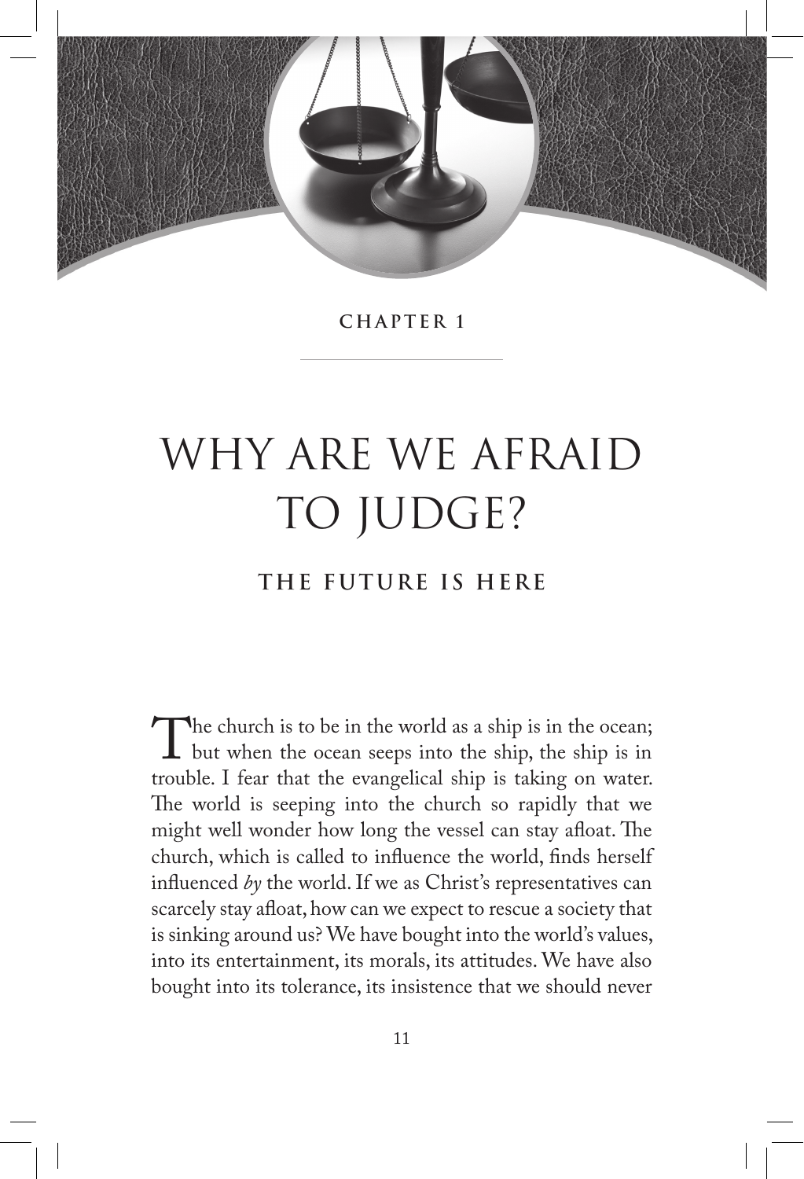CHAPTER 1

# WHY ARE WE AFRAID TO JUDGE?

## THE FUTURE IS HERE

The church is to be in the world as a ship is in the ocean; but when the ocean seeps into the ship, the ship is in trouble. I fear that the evangelical ship is taking on water. The world is seeping into the church so rapidly that we might well wonder how long the vessel can stay afloat. The church, which is called to influence the world, finds herself influenced *by* the world. If we as Christ's representatives can scarcely stay afloat, how can we expect to rescue a society that is sinking around us? We have bought into the world's values, into its entertainment, its morals, its attitudes. We have also bought into its tolerance, its insistence that we should never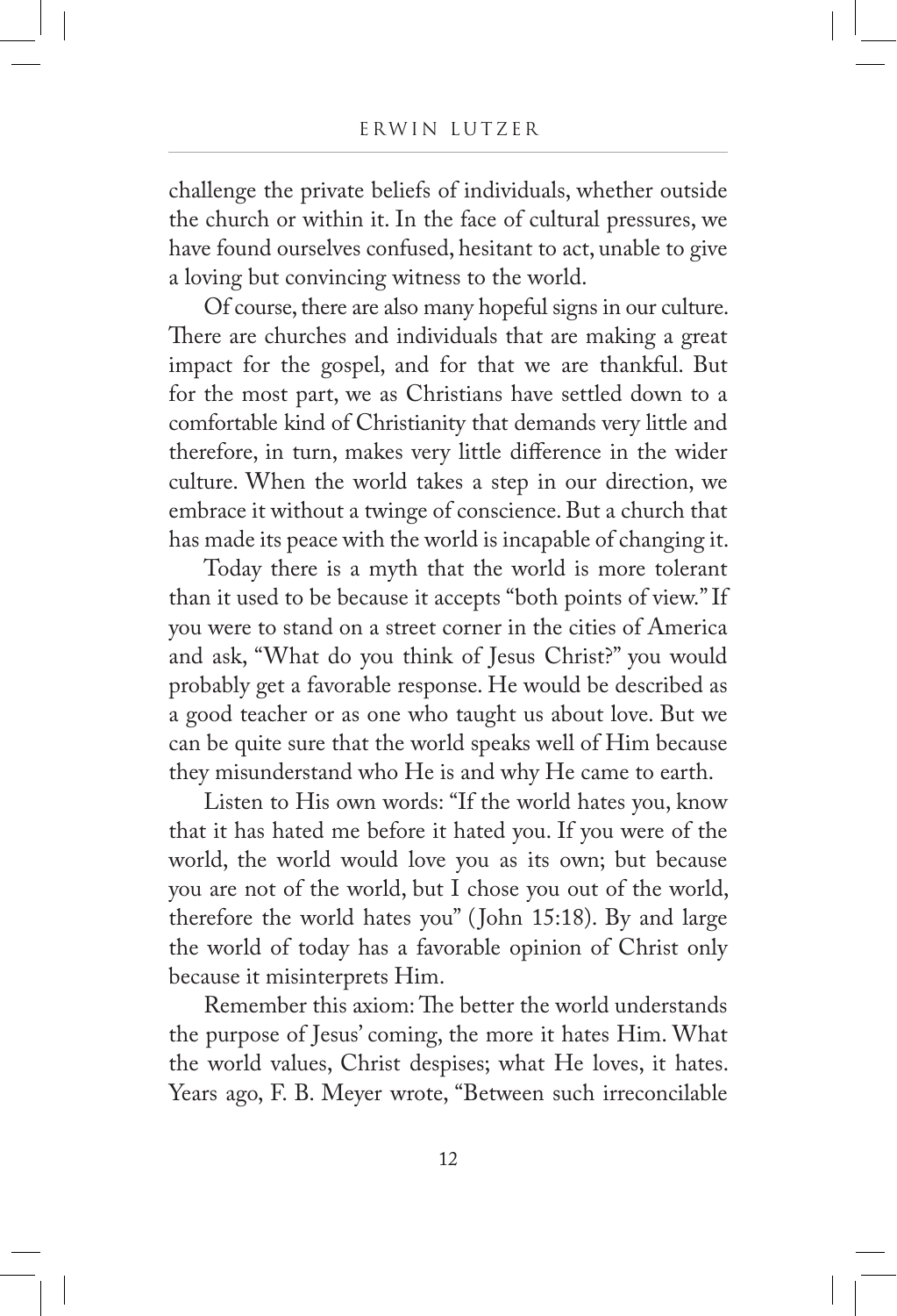challenge the private beliefs of individuals, whether outside the church or within it. In the face of cultural pressures, we have found ourselves confused, hesitant to act, unable to give a loving but convincing witness to the world.

Of course, there are also many hopeful signs in our culture. There are churches and individuals that are making a great impact for the gospel, and for that we are thankful. But for the most part, we as Christians have settled down to a comfortable kind of Christianity that demands very little and therefore, in turn, makes very little difference in the wider culture. When the world takes a step in our direction, we embrace it without a twinge of conscience. But a church that has made its peace with the world is incapable of changing it.

Today there is a myth that the world is more tolerant than it used to be because it accepts "both points of view." If you were to stand on a street corner in the cities of America and ask, "What do you think of Jesus Christ?" you would probably get a favorable response. He would be described as a good teacher or as one who taught us about love. But we can be quite sure that the world speaks well of Him because they misunderstand who He is and why He came to earth.

Listen to His own words: "If the world hates you, know that it has hated me before it hated you. If you were of the world, the world would love you as its own; but because you are not of the world, but I chose you out of the world, therefore the world hates you" (John 15:18). By and large the world of today has a favorable opinion of Christ only because it misinterprets Him.

Remember this axiom: The better the world understands the purpose of Jesus' coming, the more it hates Him. What the world values, Christ despises; what He loves, it hates. Years ago, F. B. Meyer wrote, "Between such irreconcilable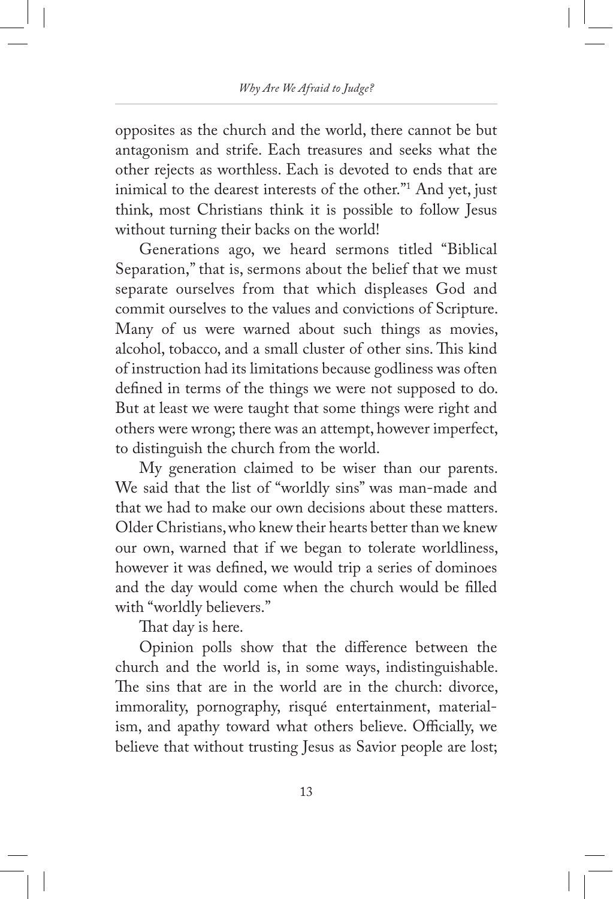opposites as the church and the world, there cannot be but antagonism and strife. Each treasures and seeks what the other rejects as worthless. Each is devoted to ends that are inimical to the dearest interests of the other."[1] And yet, just think, most Christians think it is possible to follow Jesus without turning their backs on the world!

Generations ago, we heard sermons titled "Biblical Separation," that is, sermons about the belief that we must separate ourselves from that which displeases God and commit ourselves to the values and convictions of Scripture. Many of us were warned about such things as movies, alcohol, tobacco, and a small cluster of other sins. This kind of instruction had its limitations because godliness was often defined in terms of the things we were not supposed to do. But at least we were taught that some things were right and others were wrong; there was an attempt, however imperfect, to distinguish the church from the world.

My generation claimed to be wiser than our parents. We said that the list of "worldly sins" was man-made and that we had to make our own decisions about these matters. Older Christians, who knew their hearts better than we knew our own, warned that if we began to tolerate worldliness, however it was defined, we would trip a series of dominoes and the day would come when the church would be filled with "worldly believers."

That day is here.

Opinion polls show that the difference between the church and the world is, in some ways, indistinguishable. The sins that are in the world are in the church: divorce, immorality, pornography, risqué entertainment, materialism, and apathy toward what others believe. Officially, we believe that without trusting Jesus as Savior people are lost;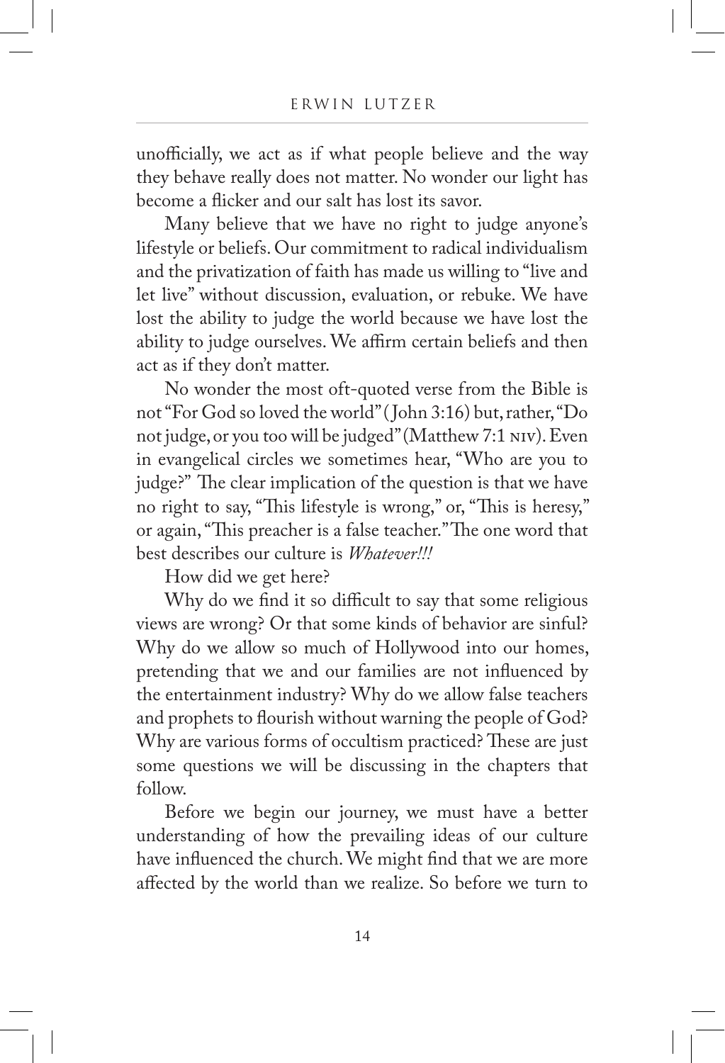unofficially, we act as if what people believe and the way they behave really does not matter. No wonder our light has become a flicker and our salt has lost its savor.

Many believe that we have no right to judge anyone's lifestyle or beliefs. Our commitment to radical individualism and the privatization of faith has made us willing to "live and let live" without discussion, evaluation, or rebuke. We have lost the ability to judge the world because we have lost the ability to judge ourselves. We affirm certain beliefs and then act as if they don't matter.

No wonder the most oft-quoted verse from the Bible is not "For God so loved the world" (John 3:16) but, rather, "Do not judge, or you too will be judged" (Matthew 7:1 NIV). Even in evangelical circles we sometimes hear, "Who are you to judge?" The clear implication of the question is that we have no right to say, "This lifestyle is wrong," or, "This is heresy," or again, "This preacher is a false teacher." The one word that best describes our culture is *Whatever!!!*

How did we get here?

Why do we find it so difficult to say that some religious views are wrong? Or that some kinds of behavior are sinful? Why do we allow so much of Hollywood into our homes, pretending that we and our families are not influenced by the entertainment industry? Why do we allow false teachers and prophets to flourish without warning the people of God? Why are various forms of occultism practiced? These are just some questions we will be discussing in the chapters that follow.

Before we begin our journey, we must have a better understanding of how the prevailing ideas of our culture have influenced the church. We might find that we are more affected by the world than we realize. So before we turn to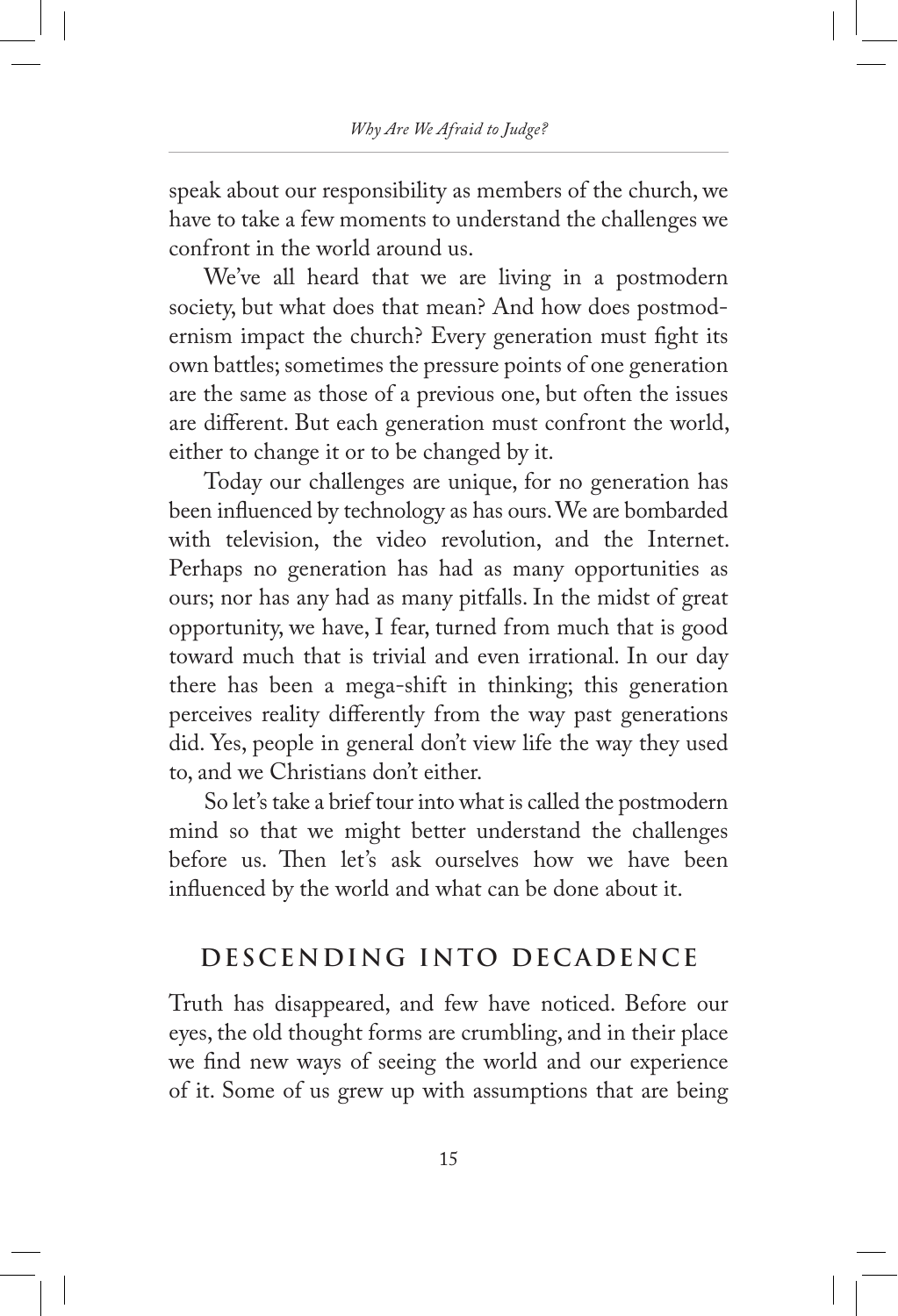speak about our responsibility as members of the church, we have to take a few moments to understand the challenges we confront in the world around us.

We've all heard that we are living in a postmodern society, but what does that mean? And how does postmodernism impact the church? Every generation must fight its own battles; sometimes the pressure points of one generation are the same as those of a previous one, but often the issues are different. But each generation must confront the world, either to change it or to be changed by it.

Today our challenges are unique, for no generation has been influenced by technology as has ours. We are bombarded with television, the video revolution, and the Internet. Perhaps no generation has had as many opportunities as ours; nor has any had as many pitfalls. In the midst of great opportunity, we have, I fear, turned from much that is good toward much that is trivial and even irrational. In our day there has been a mega-shift in thinking; this generation perceives reality differently from the way past generations did. Yes, people in general don't view life the way they used to, and we Christians don't either.

So let's take a brief tour into what is called the postmodern mind so that we might better understand the challenges before us. Then let's ask ourselves how we have been influenced by the world and what can be done about it.

## DESCENDING INTO DECADENCE

Truth has disappeared, and few have noticed. Before our eyes, the old thought forms are crumbling, and in their place we find new ways of seeing the world and our experience of it. Some of us grew up with assumptions that are being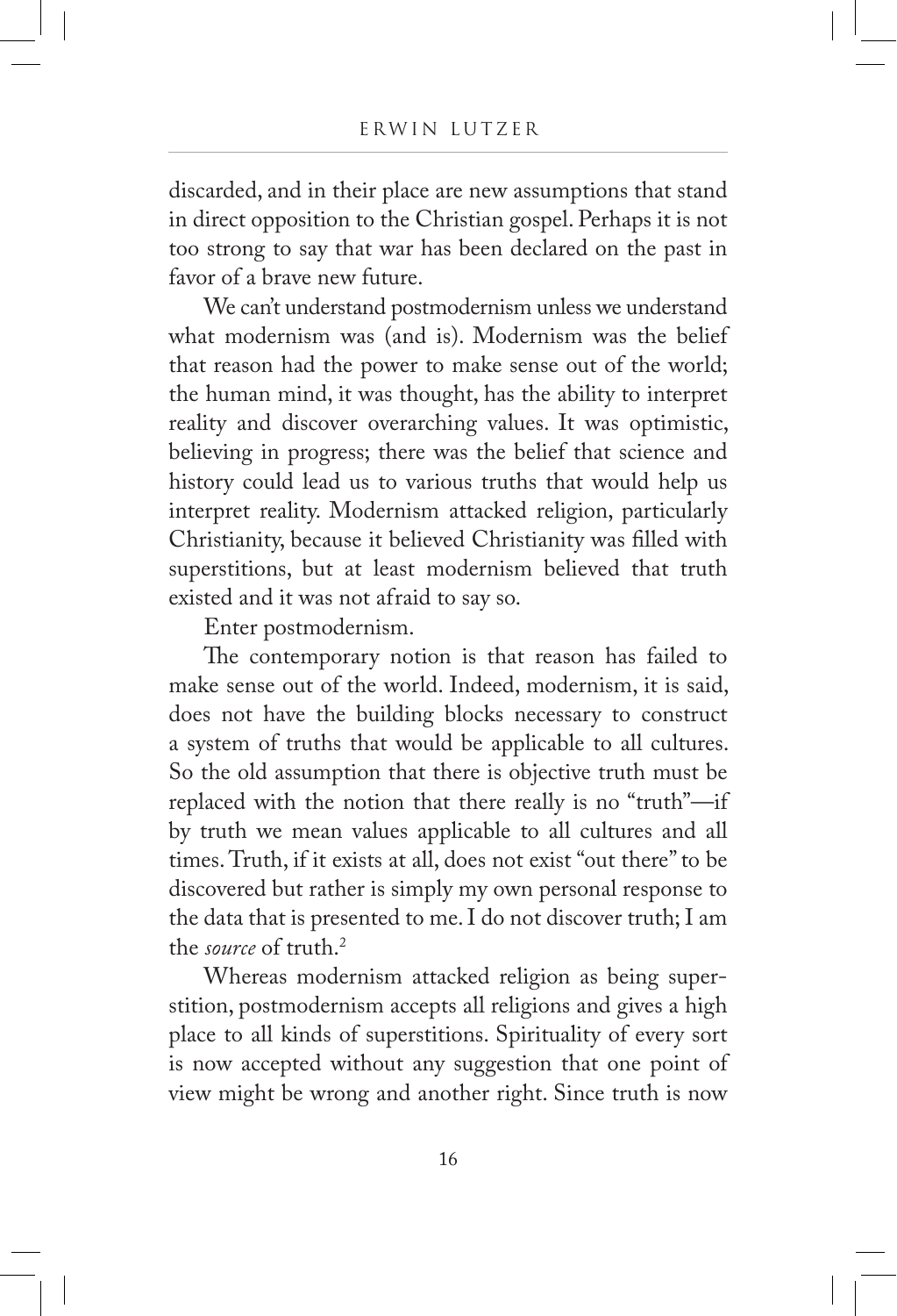discarded, and in their place are new assumptions that stand in direct opposition to the Christian gospel. Perhaps it is not too strong to say that war has been declared on the past in favor of a brave new future.

We can't understand postmodernism unless we understand what modernism was (and is). Modernism was the belief that reason had the power to make sense out of the world; the human mind, it was thought, has the ability to interpret reality and discover overarching values. It was optimistic, believing in progress; there was the belief that science and history could lead us to various truths that would help us interpret reality. Modernism attacked religion, particularly Christianity, because it believed Christianity was filled with superstitions, but at least modernism believed that truth existed and it was not afraid to say so.

Enter postmodernism.

The contemporary notion is that reason has failed to make sense out of the world. Indeed, modernism, it is said, does not have the building blocks necessary to construct a system of truths that would be applicable to all cultures. So the old assumption that there is objective truth must be replaced with the notion that there really is no "truth"—if by truth we mean values applicable to all cultures and all times. Truth, if it exists at all, does not exist "out there" to be discovered but rather is simply my own personal response to the data that is presented to me. I do not discover truth; I am the *source* of truth.[2]

Whereas modernism attacked religion as being superstition, postmodernism accepts all religions and gives a high place to all kinds of superstitions. Spirituality of every sort is now accepted without any suggestion that one point of view might be wrong and another right. Since truth is now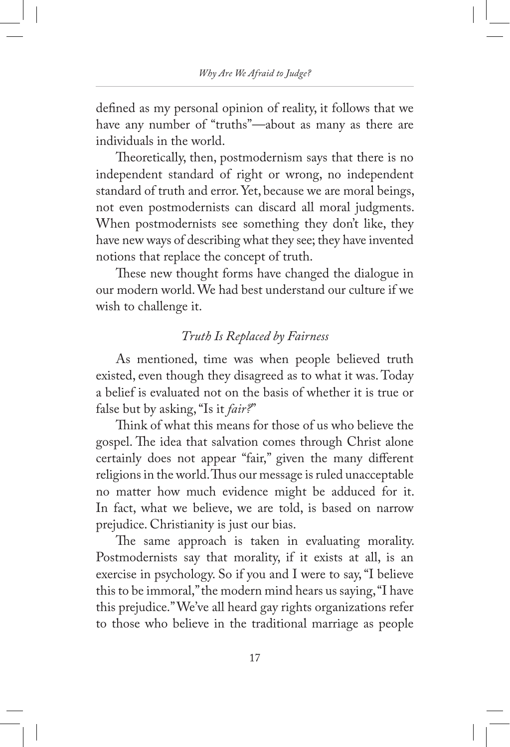defined as my personal opinion of reality, it follows that we have any number of "truths"—about as many as there are individuals in the world.

Theoretically, then, postmodernism says that there is no independent standard of right or wrong, no independent standard of truth and error. Yet, because we are moral beings, not even postmodernists can discard all moral judgments. When postmodernists see something they don't like, they have new ways of describing what they see; they have invented notions that replace the concept of truth.

These new thought forms have changed the dialogue in our modern world. We had best understand our culture if we wish to challenge it.

### *Truth Is Replaced by Fairness*

As mentioned, time was when people believed truth existed, even though they disagreed as to what it was. Today a belief is evaluated not on the basis of whether it is true or false but by asking, "Is it *fair?*"

Think of what this means for those of us who believe the gospel. The idea that salvation comes through Christ alone certainly does not appear "fair," given the many different religions in the world. Thus our message is ruled unacceptable no matter how much evidence might be adduced for it. In fact, what we believe, we are told, is based on narrow prejudice. Christianity is just our bias.

The same approach is taken in evaluating morality. Postmodernists say that morality, if it exists at all, is an exercise in psychology. So if you and I were to say, "I believe this to be immoral," the modern mind hears us saying, "I have this prejudice." We've all heard gay rights organizations refer to those who believe in the traditional marriage as people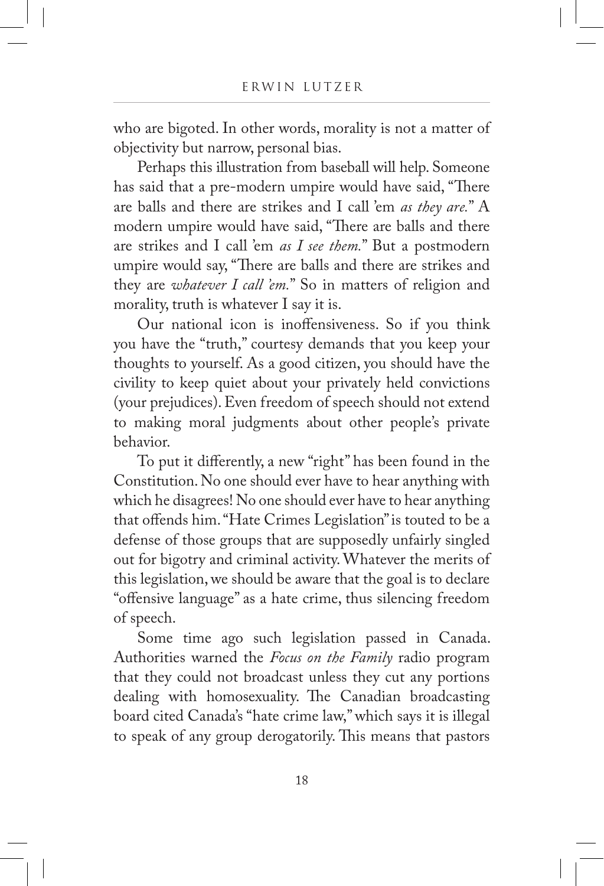who are bigoted. In other words, morality is not a matter of objectivity but narrow, personal bias.

Perhaps this illustration from baseball will help. Someone has said that a pre-modern umpire would have said, "There are balls and there are strikes and I call 'em *as they are.*" A modern umpire would have said, "There are balls and there are strikes and I call 'em *as I see them.*" But a postmodern umpire would say, "There are balls and there are strikes and they are *whatever I call 'em.*" So in matters of religion and morality, truth is whatever I say it is.

Our national icon is inoffensiveness. So if you think you have the "truth," courtesy demands that you keep your thoughts to yourself. As a good citizen, you should have the civility to keep quiet about your privately held convictions (your prejudices). Even freedom of speech should not extend to making moral judgments about other people's private behavior.

To put it differently, a new "right" has been found in the Constitution. No one should ever have to hear anything with which he disagrees! No one should ever have to hear anything that offends him. "Hate Crimes Legislation" is touted to be a defense of those groups that are supposedly unfairly singled out for bigotry and criminal activity. Whatever the merits of this legislation, we should be aware that the goal is to declare "offensive language" as a hate crime, thus silencing freedom of speech.

Some time ago such legislation passed in Canada. Authorities warned the *Focus on the Family* radio program that they could not broadcast unless they cut any portions dealing with homosexuality. The Canadian broadcasting board cited Canada's "hate crime law," which says it is illegal to speak of any group derogatorily. This means that pastors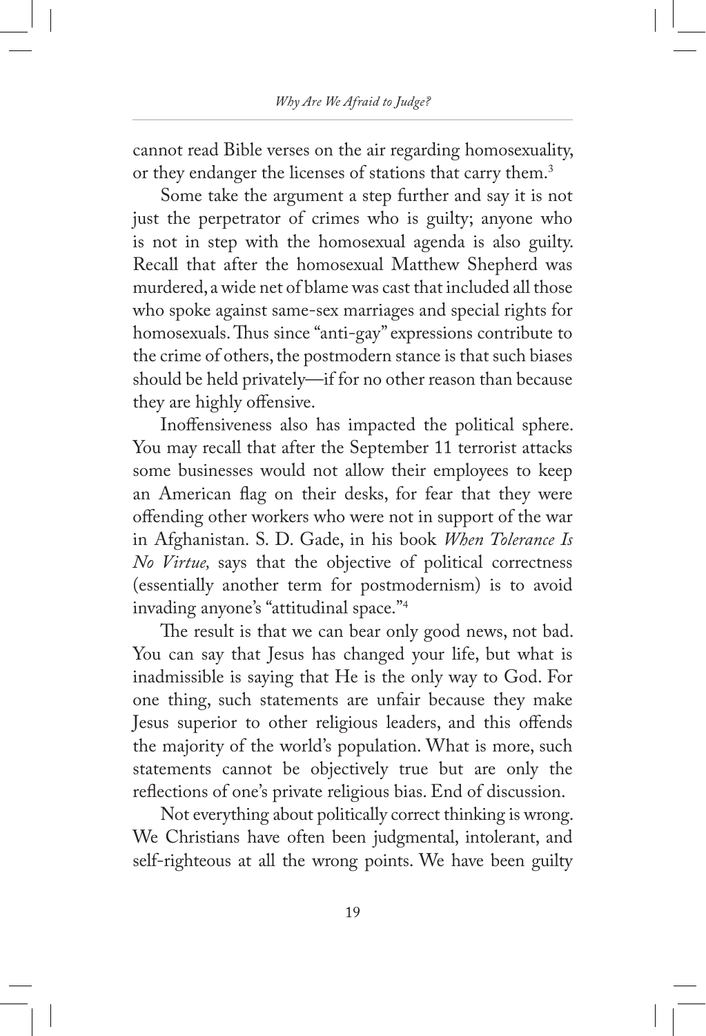cannot read Bible verses on the air regarding homosexuality, or they endanger the licenses of stations that carry them.[3]

Some take the argument a step further and say it is not just the perpetrator of crimes who is guilty; anyone who is not in step with the homosexual agenda is also guilty. Recall that after the homosexual Matthew Shepherd was murdered, a wide net of blame was cast that included all those who spoke against same-sex marriages and special rights for homosexuals. Thus since "anti-gay" expressions contribute to the crime of others, the postmodern stance is that such biases should be held privately—if for no other reason than because they are highly offensive.

Inoffensiveness also has impacted the political sphere. You may recall that after the September 11 terrorist attacks some businesses would not allow their employees to keep an American flag on their desks, for fear that they were offending other workers who were not in support of the war in Afghanistan. S. D. Gade, in his book *When Tolerance Is No Virtue,* says that the objective of political correctness (essentially another term for postmodernism) is to avoid invading anyone's "attitudinal space."[4]

The result is that we can bear only good news, not bad. You can say that Jesus has changed your life, but what is inadmissible is saying that He is the only way to God. For one thing, such statements are unfair because they make Jesus superior to other religious leaders, and this offends the majority of the world's population. What is more, such statements cannot be objectively true but are only the reflections of one's private religious bias. End of discussion.

Not everything about politically correct thinking is wrong. We Christians have often been judgmental, intolerant, and self-righteous at all the wrong points. We have been guilty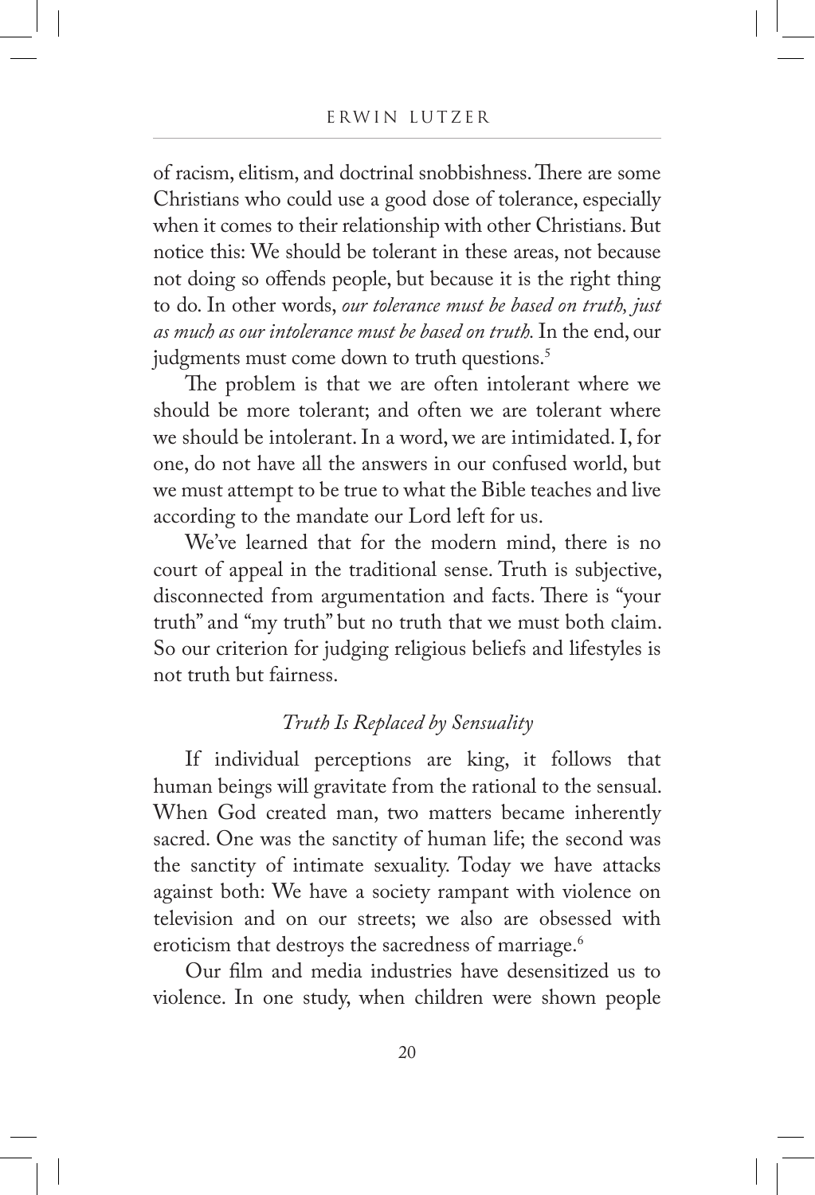of racism, elitism, and doctrinal snobbishness. There are some Christians who could use a good dose of tolerance, especially when it comes to their relationship with other Christians. But notice this: We should be tolerant in these areas, not because not doing so offends people, but because it is the right thing to do. In other words, *our tolerance must be based on truth, just as much as our intolerance must be based on truth.* In the end, our judgments must come down to truth questions.[5]

The problem is that we are often intolerant where we should be more tolerant; and often we are tolerant where we should be intolerant. In a word, we are intimidated. I, for one, do not have all the answers in our confused world, but we must attempt to be true to what the Bible teaches and live according to the mandate our Lord left for us.

We've learned that for the modern mind, there is no court of appeal in the traditional sense. Truth is subjective, disconnected from argumentation and facts. There is "your truth" and "my truth" but no truth that we must both claim. So our criterion for judging religious beliefs and lifestyles is not truth but fairness.

### *Truth Is Replaced by Sensuality*

If individual perceptions are king, it follows that human beings will gravitate from the rational to the sensual. When God created man, two matters became inherently sacred. One was the sanctity of human life; the second was the sanctity of intimate sexuality. Today we have attacks against both: We have a society rampant with violence on television and on our streets; we also are obsessed with eroticism that destroys the sacredness of marriage.[6]

Our film and media industries have desensitized us to violence. In one study, when children were shown people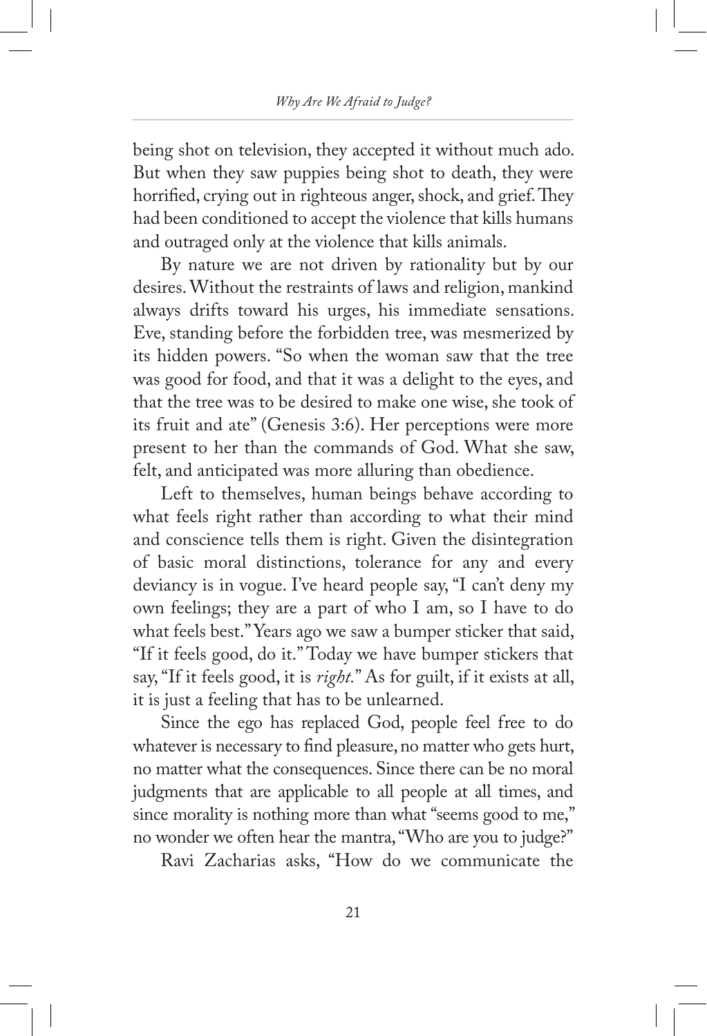being shot on television, they accepted it without much ado. But when they saw puppies being shot to death, they were horrified, crying out in righteous anger, shock, and grief. They had been conditioned to accept the violence that kills humans and outraged only at the violence that kills animals.

By nature we are not driven by rationality but by our desires. Without the restraints of laws and religion, mankind always drifts toward his urges, his immediate sensations. Eve, standing before the forbidden tree, was mesmerized by its hidden powers. "So when the woman saw that the tree was good for food, and that it was a delight to the eyes, and that the tree was to be desired to make one wise, she took of its fruit and ate" (Genesis 3:6). Her perceptions were more present to her than the commands of God. What she saw, felt, and anticipated was more alluring than obedience.

Left to themselves, human beings behave according to what feels right rather than according to what their mind and conscience tells them is right. Given the disintegration of basic moral distinctions, tolerance for any and every deviancy is in vogue. I've heard people say, "I can't deny my own feelings; they are a part of who I am, so I have to do what feels best." Years ago we saw a bumper sticker that said, "If it feels good, do it." Today we have bumper stickers that say, "If it feels good, it is *right*." As for guilt, if it exists at all, it is just a feeling that has to be unlearned.

Since the ego has replaced God, people feel free to do whatever is necessary to find pleasure, no matter who gets hurt, no matter what the consequences. Since there can be no moral judgments that are applicable to all people at all times, and since morality is nothing more than what "seems good to me," no wonder we often hear the mantra, "Who are you to judge?"

Ravi Zacharias asks, "How do we communicate the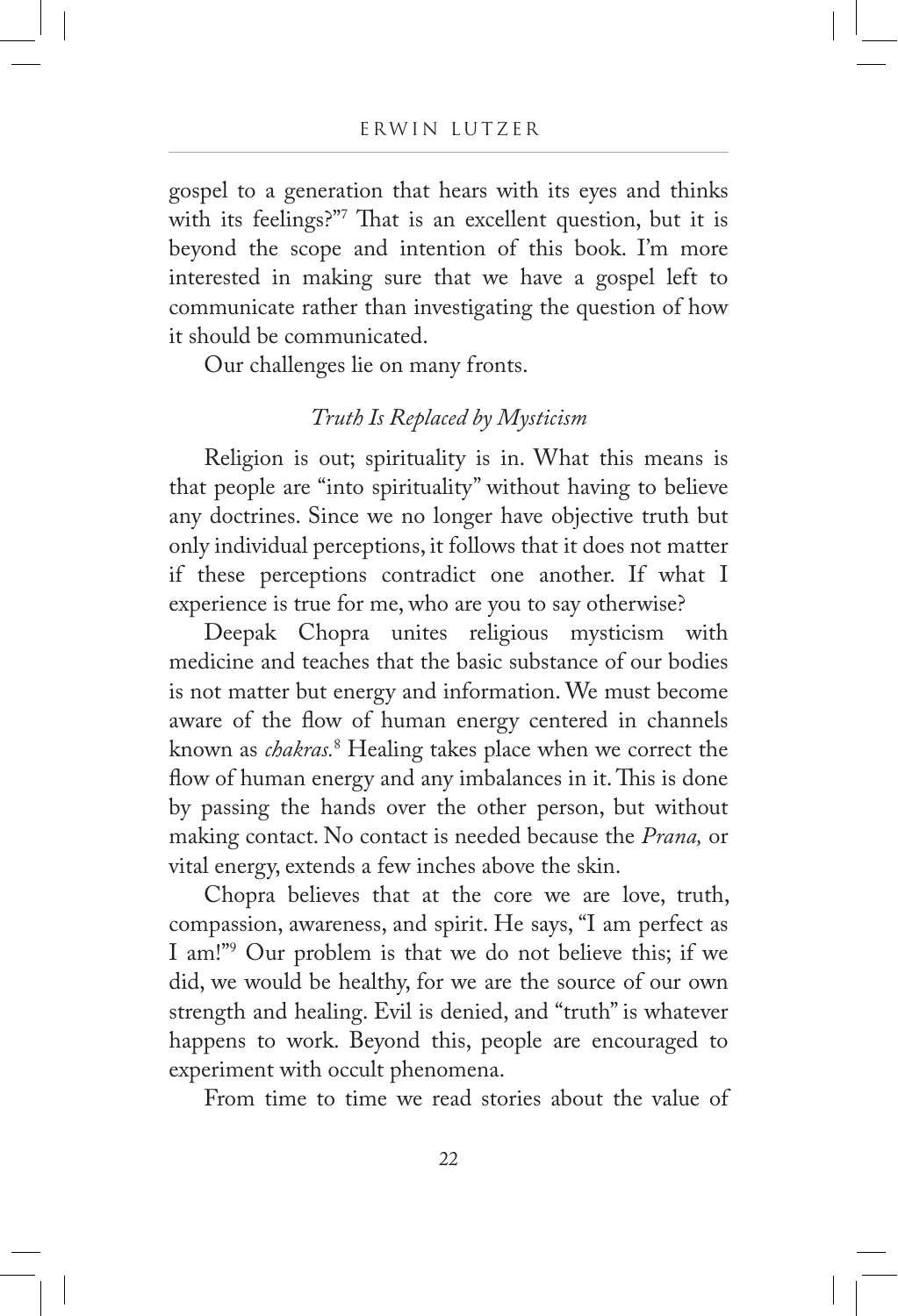gospel to a generation that hears with its eyes and thinks with its feelings?"[7] That is an excellent question, but it is beyond the scope and intention of this book. I'm more interested in making sure that we have a gospel left to communicate rather than investigating the question of how it should be communicated.

Our challenges lie on many fronts.

### *Truth Is Replaced by Mysticism*

Religion is out; spirituality is in. What this means is that people are "into spirituality" without having to believe any doctrines. Since we no longer have objective truth but only individual perceptions, it follows that it does not matter if these perceptions contradict one another. If what I experience is true for me, who are you to say otherwise?

Deepak Chopra unites religious mysticism with medicine and teaches that the basic substance of our bodies is not matter but energy and information. We must become aware of the flow of human energy centered in channels known as *chakras.*[8] Healing takes place when we correct the flow of human energy and any imbalances in it. This is done by passing the hands over the other person, but without making contact. No contact is needed because the *Prana,* or vital energy, extends a few inches above the skin.

Chopra believes that at the core we are love, truth, compassion, awareness, and spirit. He says, "I am perfect as I am!"[9] Our problem is that we do not believe this; if we did, we would be healthy, for we are the source of our own strength and healing. Evil is denied, and "truth" is whatever happens to work. Beyond this, people are encouraged to experiment with occult phenomena.

From time to time we read stories about the value of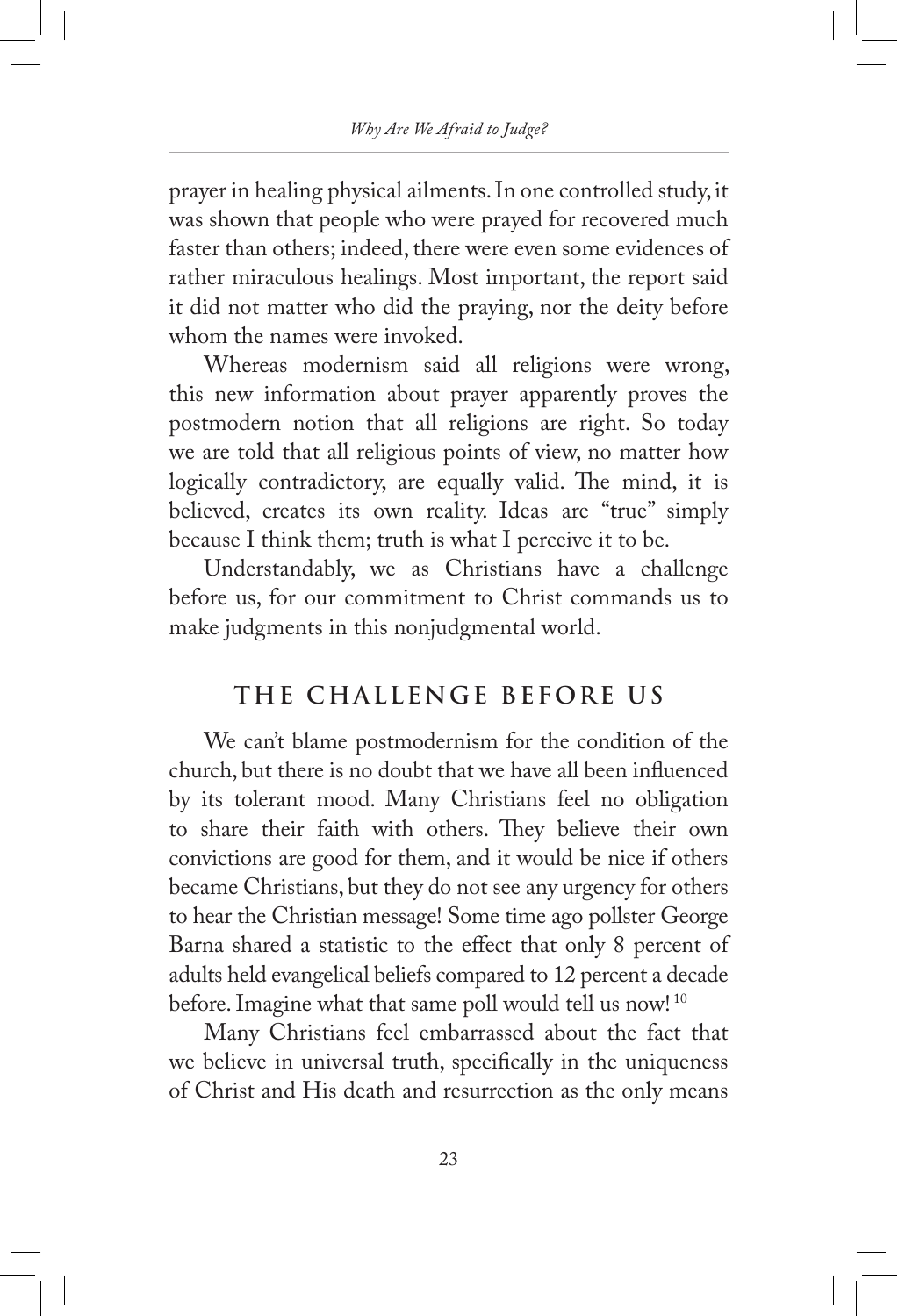prayer in healing physical ailments. In one controlled study, it was shown that people who were prayed for recovered much faster than others; indeed, there were even some evidences of rather miraculous healings. Most important, the report said it did not matter who did the praying, nor the deity before whom the names were invoked.

Whereas modernism said all religions were wrong, this new information about prayer apparently proves the postmodern notion that all religions are right. So today we are told that all religious points of view, no matter how logically contradictory, are equally valid. The mind, it is believed, creates its own reality. Ideas are "true" simply because I think them; truth is what I perceive it to be.

Understandably, we as Christians have a challenge before us, for our commitment to Christ commands us to make judgments in this nonjudgmental world.

## THE CHALLENGE BEFORE US

We can't blame postmodernism for the condition of the church, but there is no doubt that we have all been influenced by its tolerant mood. Many Christians feel no obligation to share their faith with others. They believe their own convictions are good for them, and it would be nice if others became Christians, but they do not see any urgency for others to hear the Christian message! Some time ago pollster George Barna shared a statistic to the effect that only 8 percent of adults held evangelical beliefs compared to 12 percent a decade before. Imagine what that same poll would tell us now![10]

Many Christians feel embarrassed about the fact that we believe in universal truth, specifically in the uniqueness of Christ and His death and resurrection as the only means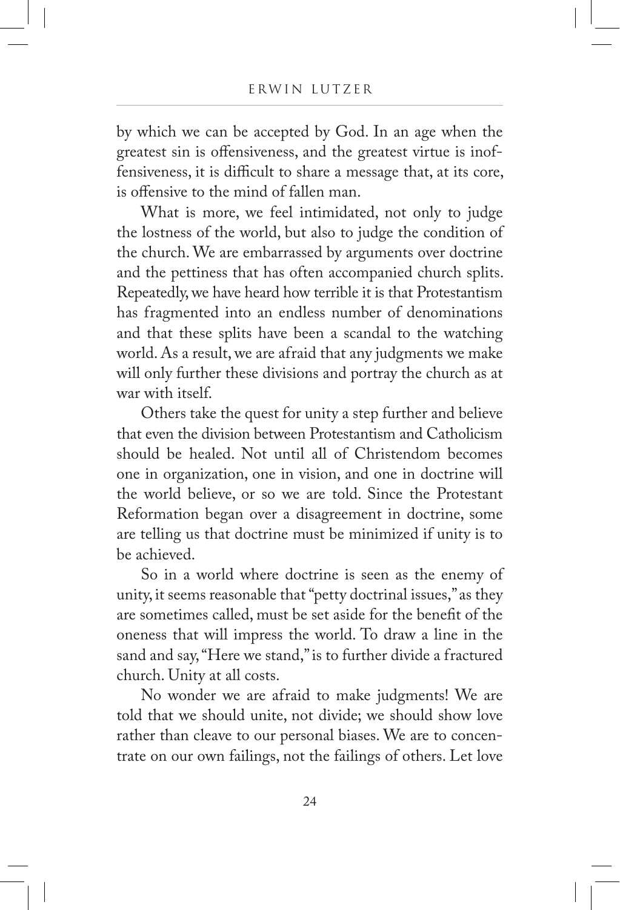by which we can be accepted by God. In an age when the greatest sin is offensiveness, and the greatest virtue is inoffensiveness, it is difficult to share a message that, at its core, is offensive to the mind of fallen man.

What is more, we feel intimidated, not only to judge the lostness of the world, but also to judge the condition of the church. We are embarrassed by arguments over doctrine and the pettiness that has often accompanied church splits. Repeatedly, we have heard how terrible it is that Protestantism has fragmented into an endless number of denominations and that these splits have been a scandal to the watching world. As a result, we are afraid that any judgments we make will only further these divisions and portray the church as at war with itself.

Others take the quest for unity a step further and believe that even the division between Protestantism and Catholicism should be healed. Not until all of Christendom becomes one in organization, one in vision, and one in doctrine will the world believe, or so we are told. Since the Protestant Reformation began over a disagreement in doctrine, some are telling us that doctrine must be minimized if unity is to be achieved.

So in a world where doctrine is seen as the enemy of unity, it seems reasonable that "petty doctrinal issues," as they are sometimes called, must be set aside for the benefit of the oneness that will impress the world. To draw a line in the sand and say, "Here we stand," is to further divide a fractured church. Unity at all costs.

No wonder we are afraid to make judgments! We are told that we should unite, not divide; we should show love rather than cleave to our personal biases. We are to concentrate on our own failings, not the failings of others. Let love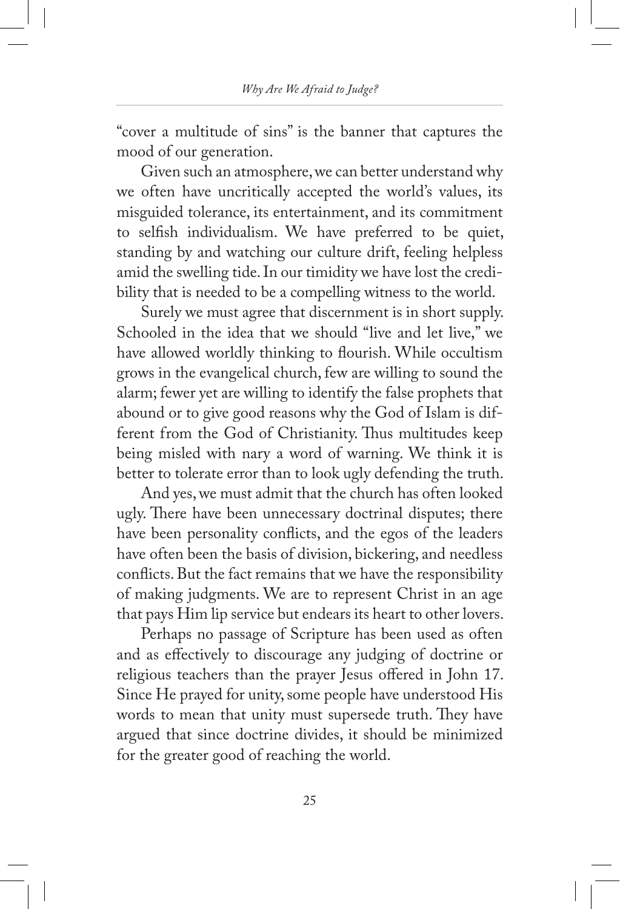"cover a multitude of sins" is the banner that captures the mood of our generation.

Given such an atmosphere, we can better understand why we often have uncritically accepted the world's values, its misguided tolerance, its entertainment, and its commitment to selfish individualism. We have preferred to be quiet, standing by and watching our culture drift, feeling helpless amid the swelling tide. In our timidity we have lost the credibility that is needed to be a compelling witness to the world.

Surely we must agree that discernment is in short supply. Schooled in the idea that we should "live and let live," we have allowed worldly thinking to flourish. While occultism grows in the evangelical church, few are willing to sound the alarm; fewer yet are willing to identify the false prophets that abound or to give good reasons why the God of Islam is different from the God of Christianity. Thus multitudes keep being misled with nary a word of warning. We think it is better to tolerate error than to look ugly defending the truth.

And yes, we must admit that the church has often looked ugly. There have been unnecessary doctrinal disputes; there have been personality conflicts, and the egos of the leaders have often been the basis of division, bickering, and needless conflicts. But the fact remains that we have the responsibility of making judgments. We are to represent Christ in an age that pays Him lip service but endears its heart to other lovers.

Perhaps no passage of Scripture has been used as often and as effectively to discourage any judging of doctrine or religious teachers than the prayer Jesus offered in John 17. Since He prayed for unity, some people have understood His words to mean that unity must supersede truth. They have argued that since doctrine divides, it should be minimized for the greater good of reaching the world.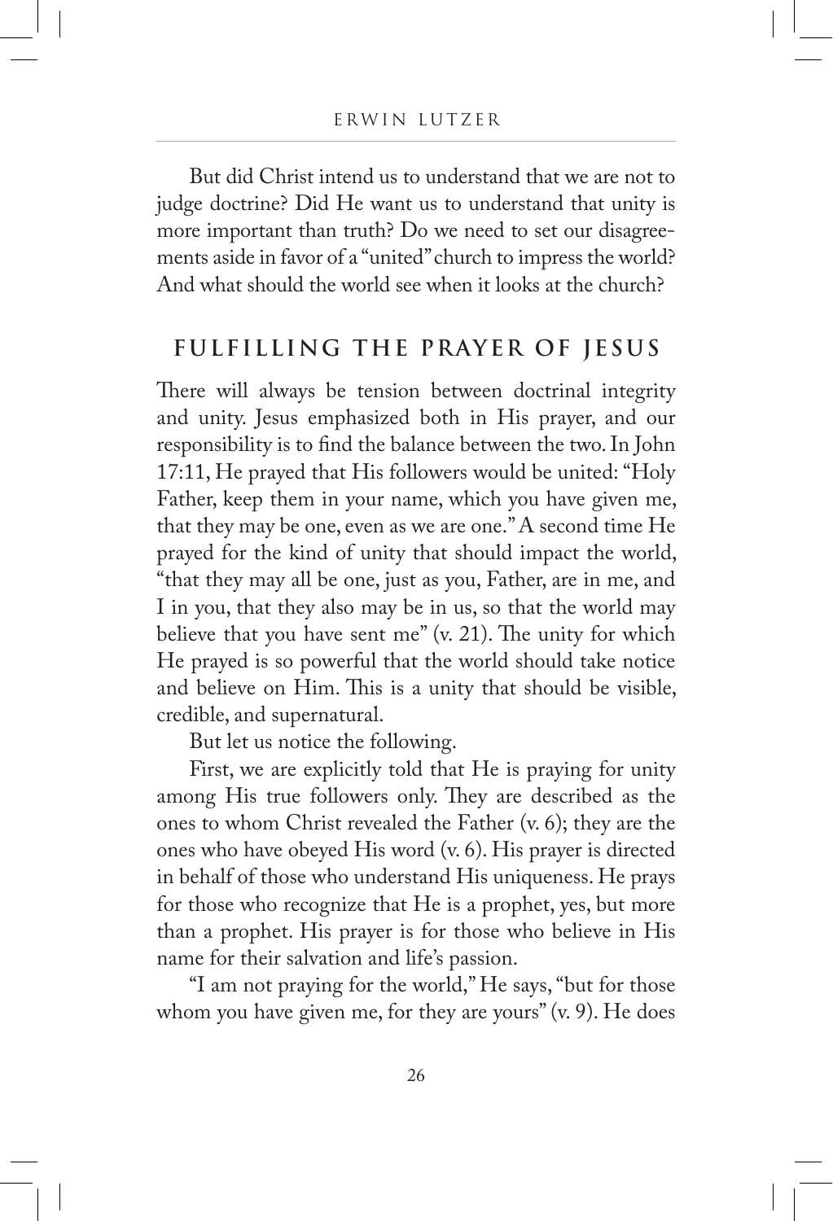But did Christ intend us to understand that we are not to judge doctrine? Did He want us to understand that unity is more important than truth? Do we need to set our disagreements aside in favor of a "united" church to impress the world? And what should the world see when it looks at the church?

## FULFILLING THE PRAYER OF JESUS

There will always be tension between doctrinal integrity and unity. Jesus emphasized both in His prayer, and our responsibility is to find the balance between the two. In John 17:11, He prayed that His followers would be united: "Holy Father, keep them in your name, which you have given me, that they may be one, even as we are one." A second time He prayed for the kind of unity that should impact the world, "that they may all be one, just as you, Father, are in me, and I in you, that they also may be in us, so that the world may believe that you have sent me" (v. 21). The unity for which He prayed is so powerful that the world should take notice and believe on Him. This is a unity that should be visible, credible, and supernatural.

But let us notice the following.

First, we are explicitly told that He is praying for unity among His true followers only. They are described as the ones to whom Christ revealed the Father (v. 6); they are the ones who have obeyed His word (v. 6). His prayer is directed in behalf of those who understand His uniqueness. He prays for those who recognize that He is a prophet, yes, but more than a prophet. His prayer is for those who believe in His name for their salvation and life's passion.

"I am not praying for the world," He says, "but for those whom you have given me, for they are yours" (v. 9). He does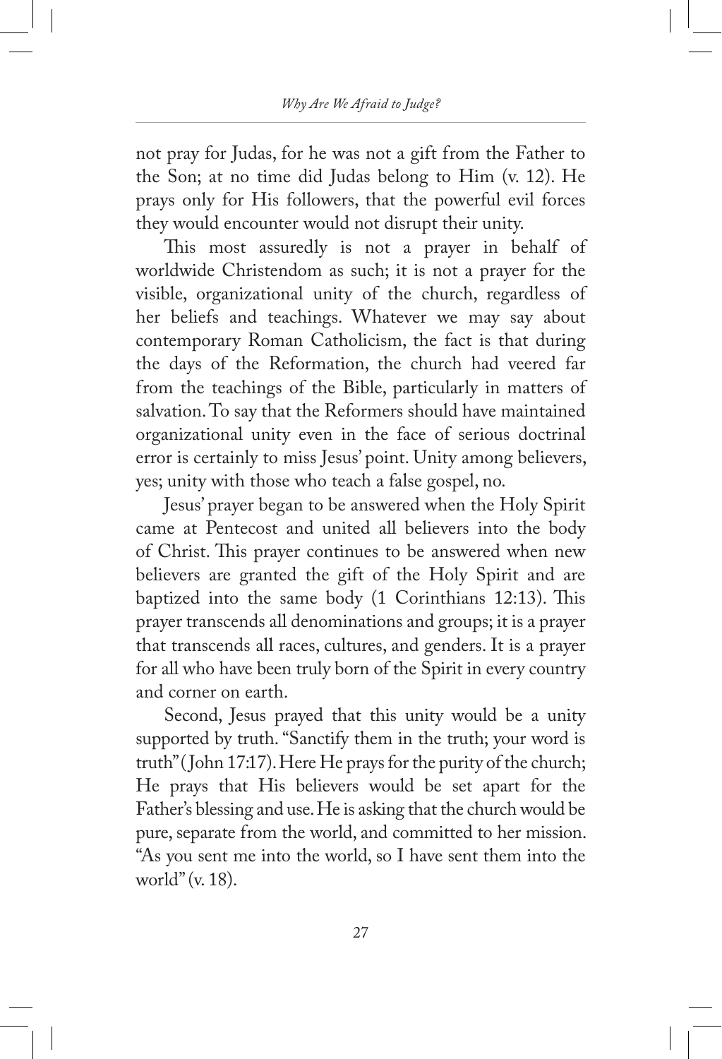not pray for Judas, for he was not a gift from the Father to the Son; at no time did Judas belong to Him (v. 12). He prays only for His followers, that the powerful evil forces they would encounter would not disrupt their unity.

This most assuredly is not a prayer in behalf of worldwide Christendom as such; it is not a prayer for the visible, organizational unity of the church, regardless of her beliefs and teachings. Whatever we may say about contemporary Roman Catholicism, the fact is that during the days of the Reformation, the church had veered far from the teachings of the Bible, particularly in matters of salvation. To say that the Reformers should have maintained organizational unity even in the face of serious doctrinal error is certainly to miss Jesus' point. Unity among believers, yes; unity with those who teach a false gospel, no.

Jesus' prayer began to be answered when the Holy Spirit came at Pentecost and united all believers into the body of Christ. This prayer continues to be answered when new believers are granted the gift of the Holy Spirit and are baptized into the same body (1 Corinthians 12:13). This prayer transcends all denominations and groups; it is a prayer that transcends all races, cultures, and genders. It is a prayer for all who have been truly born of the Spirit in every country and corner on earth.

Second, Jesus prayed that this unity would be a unity supported by truth. "Sanctify them in the truth; your word is truth" (John 17:17). Here He prays for the purity of the church; He prays that His believers would be set apart for the Father's blessing and use. He is asking that the church would be pure, separate from the world, and committed to her mission. "As you sent me into the world, so I have sent them into the world" (v. 18).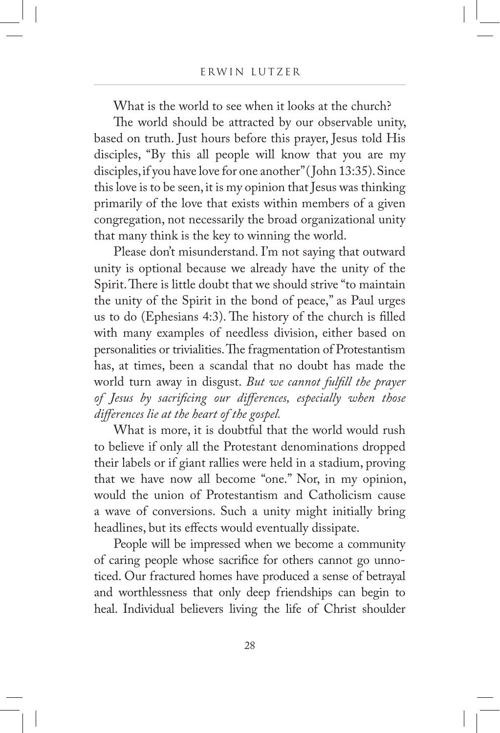What is the world to see when it looks at the church?

The world should be attracted by our observable unity, based on truth. Just hours before this prayer, Jesus told His disciples, "By this all people will know that you are my disciples, if you have love for one another" (John 13:35). Since this love is to be seen, it is my opinion that Jesus was thinking primarily of the love that exists within members of a given congregation, not necessarily the broad organizational unity that many think is the key to winning the world.

Please don't misunderstand. I'm not saying that outward unity is optional because we already have the unity of the Spirit. There is little doubt that we should strive "to maintain the unity of the Spirit in the bond of peace," as Paul urges us to do (Ephesians 4:3). The history of the church is filled with many examples of needless division, either based on personalities or trivialities. The fragmentation of Protestantism has, at times, been a scandal that no doubt has made the world turn away in disgust. *But we cannot fulfill the prayer of Jesus by sacrificing our differences, especially when those differences lie at the heart of the gospel.*

What is more, it is doubtful that the world would rush to believe if only all the Protestant denominations dropped their labels or if giant rallies were held in a stadium, proving that we have now all become "one." Nor, in my opinion, would the union of Protestantism and Catholicism cause a wave of conversions. Such a unity might initially bring headlines, but its effects would eventually dissipate.

People will be impressed when we become a community of caring people whose sacrifice for others cannot go unnoticed. Our fractured homes have produced a sense of betrayal and worthlessness that only deep friendships can begin to heal. Individual believers living the life of Christ shoulder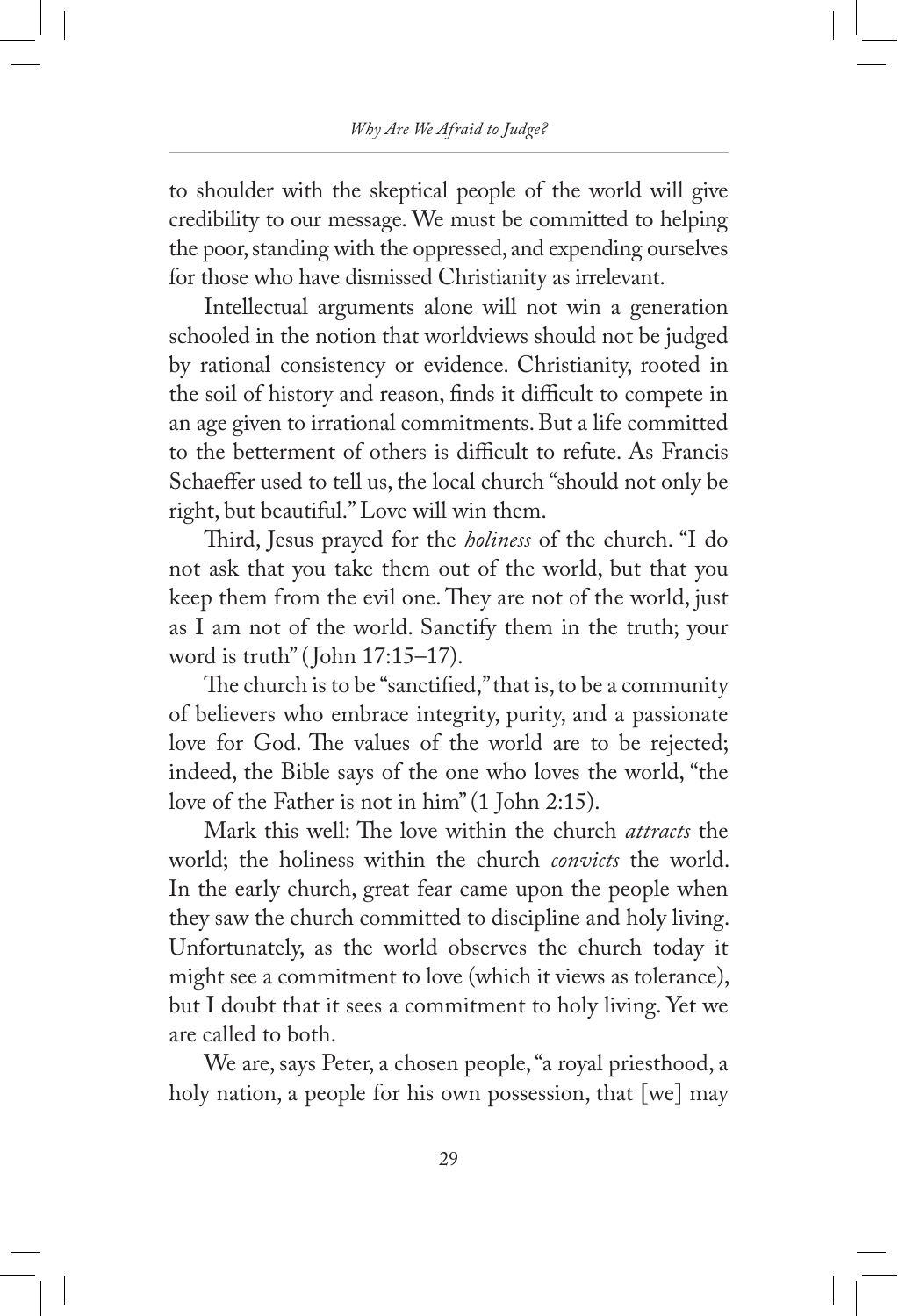to shoulder with the skeptical people of the world will give credibility to our message. We must be committed to helping the poor, standing with the oppressed, and expending ourselves for those who have dismissed Christianity as irrelevant.

Intellectual arguments alone will not win a generation schooled in the notion that worldviews should not be judged by rational consistency or evidence. Christianity, rooted in the soil of history and reason, finds it difficult to compete in an age given to irrational commitments. But a life committed to the betterment of others is difficult to refute. As Francis Schaeffer used to tell us, the local church "should not only be right, but beautiful." Love will win them.

Third, Jesus prayed for the *holiness* of the church. "I do not ask that you take them out of the world, but that you keep them from the evil one. They are not of the world, just as I am not of the world. Sanctify them in the truth; your word is truth" (John 17:15–17).

The church is to be "sanctified," that is, to be a community of believers who embrace integrity, purity, and a passionate love for God. The values of the world are to be rejected; indeed, the Bible says of the one who loves the world, "the love of the Father is not in him" (1 John 2:15).

Mark this well: The love within the church *attracts* the world; the holiness within the church *convicts* the world. In the early church, great fear came upon the people when they saw the church committed to discipline and holy living. Unfortunately, as the world observes the church today it might see a commitment to love (which it views as tolerance), but I doubt that it sees a commitment to holy living. Yet we are called to both.

We are, says Peter, a chosen people, "a royal priesthood, a holy nation, a people for his own possession, that [we] may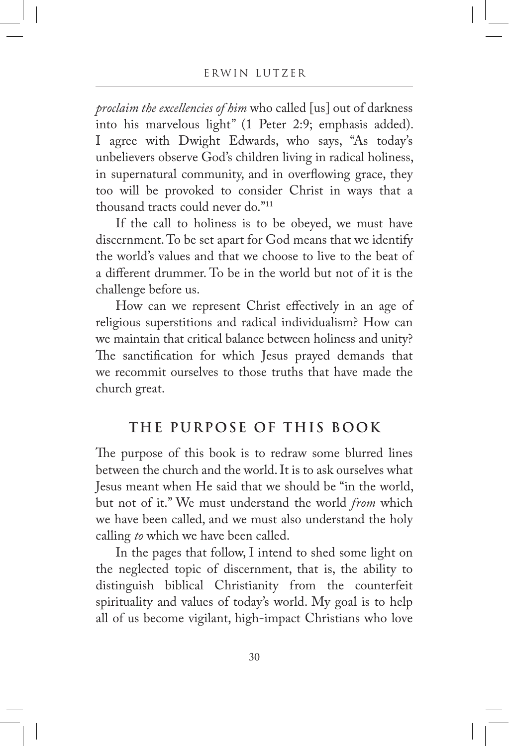*proclaim the excellencies of him* who called [us] out of darkness into his marvelous light" (1 Peter 2:9; emphasis added). I agree with Dwight Edwards, who says, "As today's unbelievers observe God's children living in radical holiness, in supernatural community, and in overflowing grace, they too will be provoked to consider Christ in ways that a thousand tracts could never do."[11]

If the call to holiness is to be obeyed, we must have discernment. To be set apart for God means that we identify the world's values and that we choose to live to the beat of a different drummer. To be in the world but not of it is the challenge before us.

How can we represent Christ effectively in an age of religious superstitions and radical individualism? How can we maintain that critical balance between holiness and unity? The sanctification for which Jesus prayed demands that we recommit ourselves to those truths that have made the church great.

## THE PURPOSE OF THIS BOOK

The purpose of this book is to redraw some blurred lines between the church and the world. It is to ask ourselves what Jesus meant when He said that we should be "in the world, but not of it." We must understand the world *from* which we have been called, and we must also understand the holy calling *to* which we have been called.

In the pages that follow, I intend to shed some light on the neglected topic of discernment, that is, the ability to distinguish biblical Christianity from the counterfeit spirituality and values of today's world. My goal is to help all of us become vigilant, high-impact Christians who love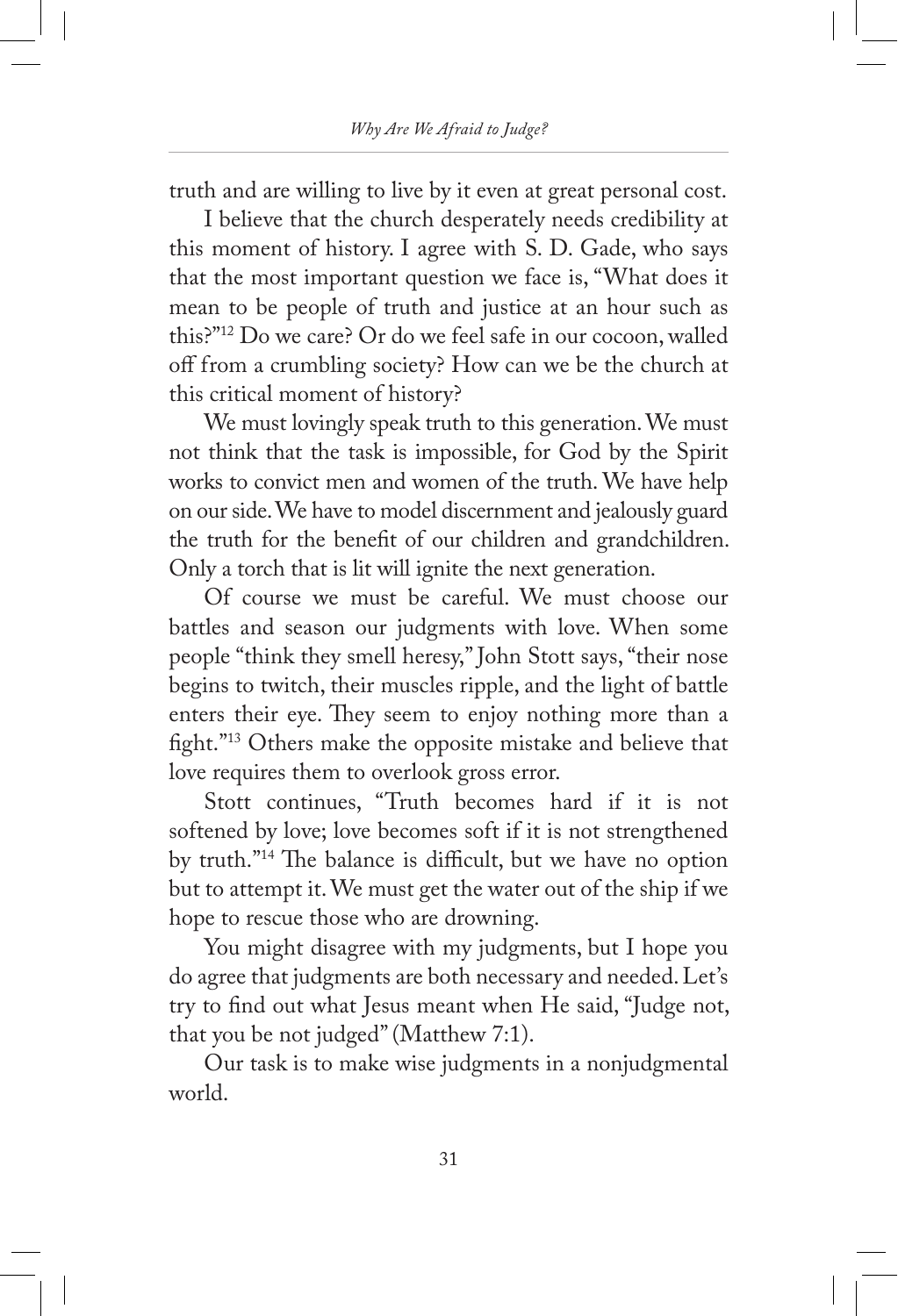truth and are willing to live by it even at great personal cost.

I believe that the church desperately needs credibility at this moment of history. I agree with S. D. Gade, who says that the most important question we face is, "What does it mean to be people of truth and justice at an hour such as this?"[12] Do we care? Or do we feel safe in our cocoon, walled off from a crumbling society? How can we be the church at this critical moment of history?

We must lovingly speak truth to this generation. We must not think that the task is impossible, for God by the Spirit works to convict men and women of the truth. We have help on our side. We have to model discernment and jealously guard the truth for the benefit of our children and grandchildren. Only a torch that is lit will ignite the next generation.

Of course we must be careful. We must choose our battles and season our judgments with love. When some people "think they smell heresy," John Stott says, "their nose begins to twitch, their muscles ripple, and the light of battle enters their eye. They seem to enjoy nothing more than a fight."[13] Others make the opposite mistake and believe that love requires them to overlook gross error.

Stott continues, "Truth becomes hard if it is not softened by love; love becomes soft if it is not strengthened by truth."[14] The balance is difficult, but we have no option but to attempt it. We must get the water out of the ship if we hope to rescue those who are drowning.

You might disagree with my judgments, but I hope you do agree that judgments are both necessary and needed. Let's try to find out what Jesus meant when He said, "Judge not, that you be not judged" (Matthew 7:1).

Our task is to make wise judgments in a nonjudgmental world.